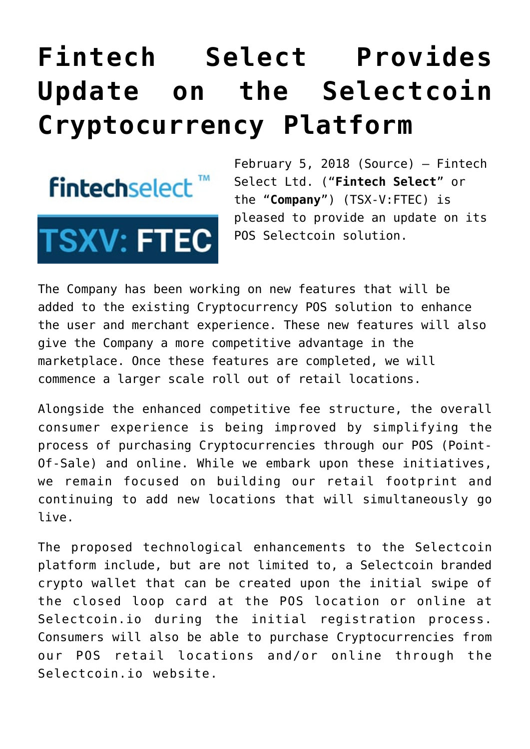# Fintech Select Provides Update on the Selectcoin Cryptocurrency Platform

February 5, 2018 (Source) – Fintech Select Ltd. ("**Fintech Select**" or the "**Company**") (TSX-V:FTEC) is pleased to provide an update on its POS Selectcoin solution.

The Company has been working on new features that will be added to the existing Cryptocurrency POS solution to enhance the user and merchant experience. These new features will also give the Company a more competitive advantage in the marketplace. Once these features are completed, we will commence a larger scale roll out of retail locations.

Alongside the enhanced competitive fee structure, the overall consumer experience is being improved by simplifying the process of purchasing Cryptocurrencies through our POS (Point-Of-Sale) and online. While we embark upon these initiatives, we remain focused on building our retail footprint and continuing to add new locations that will simultaneously go live.

The proposed technological enhancements to the Selectcoin platform include, but are not limited to, a Selectcoin branded crypto wallet that can be created upon the initial swipe of the closed loop card at the POS location or online at Selectcoin.io during the initial registration process. Consumers will also be able to purchase Cryptocurrencies from our POS retail locations and/or online through the Selectcoin.io website.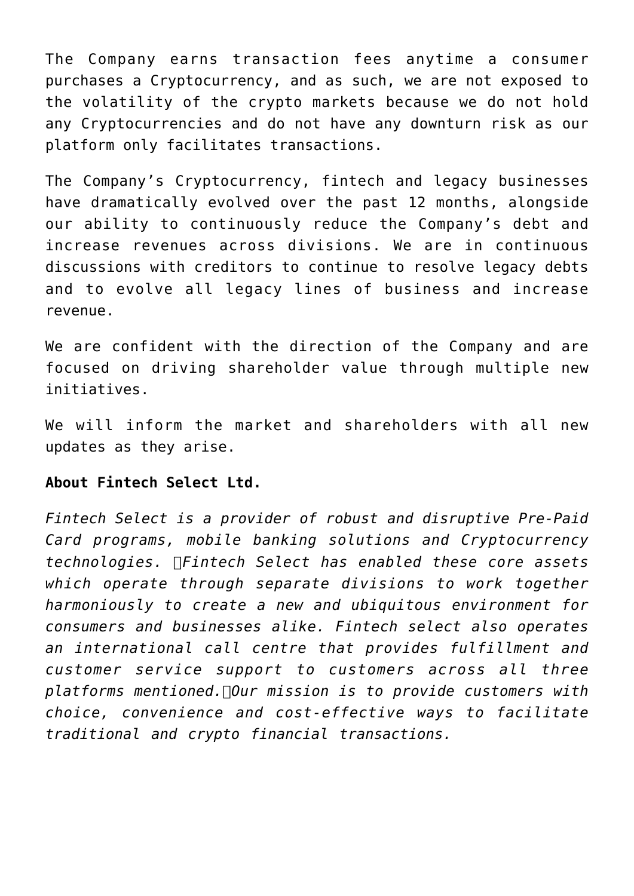The Company earns transaction fees anytime a consumer purchases a Cryptocurrency, and as such, we are not exposed to the volatility of the crypto markets because we do not hold any Cryptocurrencies and do not have any downturn risk as our platform only facilitates transactions.

The Company's Cryptocurrency, fintech and legacy businesses have dramatically evolved over the past 12 months, alongside our ability to continuously reduce the Company's debt and increase revenues across divisions. We are in continuous discussions with creditors to continue to resolve legacy debts and to evolve all legacy lines of business and increase revenue.

We are confident with the direction of the Company and are focused on driving shareholder value through multiple new initiatives.

We will inform the market and shareholders with all new updates as they arise.

**About Fintech Select Ltd.**

*Fintech Select is a provider of robust and disruptive Pre-Paid Card programs, mobile banking solutions and Cryptocurrency technologies. Fintech Select has enabled these core assets which operate through separate divisions to work together harmoniously to create a new and ubiquitous environment for consumers and businesses alike. Fintech select also operates an international call centre that provides fulfillment and customer service support to customers across all three platforms mentioned. Our mission is to provide customers with choice, convenience and cost-effective ways to facilitate traditional and crypto financial transactions.*